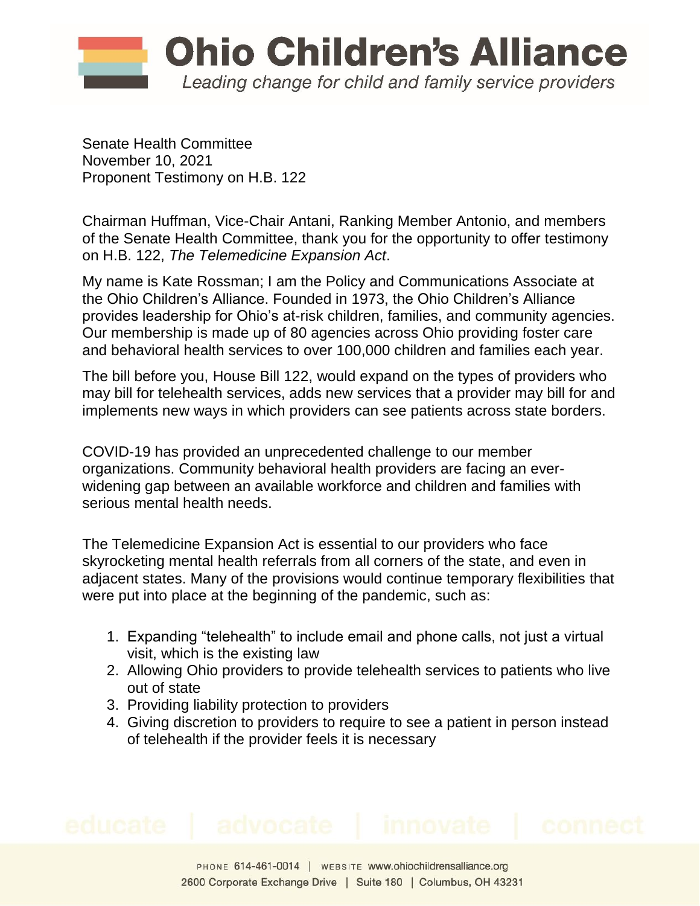# Ohio Children's Alliance

*Leading change for child and family service providers*

Senate Health Committee
November 10, 2021
Proponent Testimony on H.B. 122

Chairman Huffman, Vice-Chair Antani, Ranking Member Antonio, and members of the Senate Health Committee, thank you for the opportunity to offer testimony on H.B. 122, *The Telemedicine Expansion Act*.

My name is Kate Rossman; I am the Policy and Communications Associate at the Ohio Children's Alliance. Founded in 1973, the Ohio Children's Alliance provides leadership for Ohio's at-risk children, families, and community agencies. Our membership is made up of 80 agencies across Ohio providing foster care and behavioral health services to over 100,000 children and families each year.

The bill before you, House Bill 122, would expand on the types of providers who may bill for telehealth services, adds new services that a provider may bill for and implements new ways in which providers can see patients across state borders.

COVID-19 has provided an unprecedented challenge to our member organizations. Community behavioral health providers are facing an ever-widening gap between an available workforce and children and families with serious mental health needs.

The Telemedicine Expansion Act is essential to our providers who face skyrocketing mental health referrals from all corners of the state, and even in adjacent states. Many of the provisions would continue temporary flexibilities that were put into place at the beginning of the pandemic, such as:

1. Expanding "telehealth" to include email and phone calls, not just a virtual visit, which is the existing law
2. Allowing Ohio providers to provide telehealth services to patients who live out of state
3. Providing liability protection to providers
4. Giving discretion to providers to require to see a patient in person instead of telehealth if the provider feels it is necessary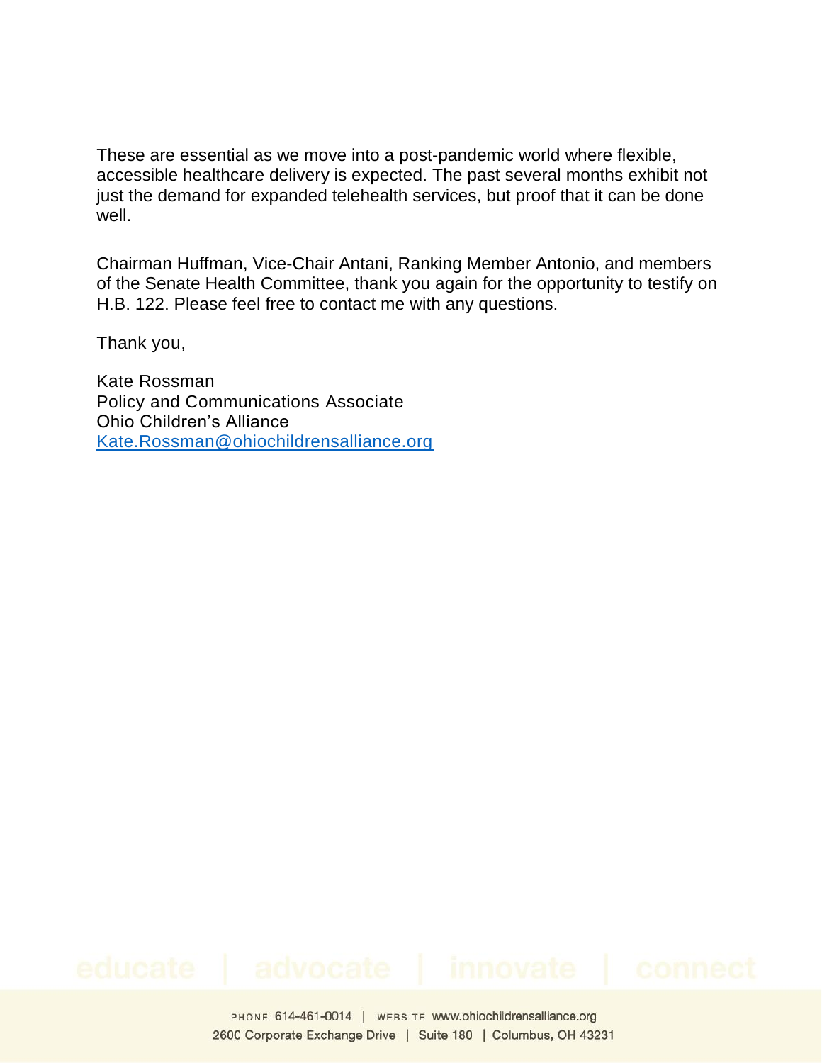These are essential as we move into a post-pandemic world where flexible, accessible healthcare delivery is expected. The past several months exhibit not just the demand for expanded telehealth services, but proof that it can be done well.

Chairman Huffman, Vice-Chair Antani, Ranking Member Antonio, and members of the Senate Health Committee, thank you again for the opportunity to testify on H.B. 122. Please feel free to contact me with any questions.

Thank you,

Kate Rossman  
Policy and Communications Associate  
Ohio Children's Alliance  
Kate.Rossman@ohiochildrensalliance.org